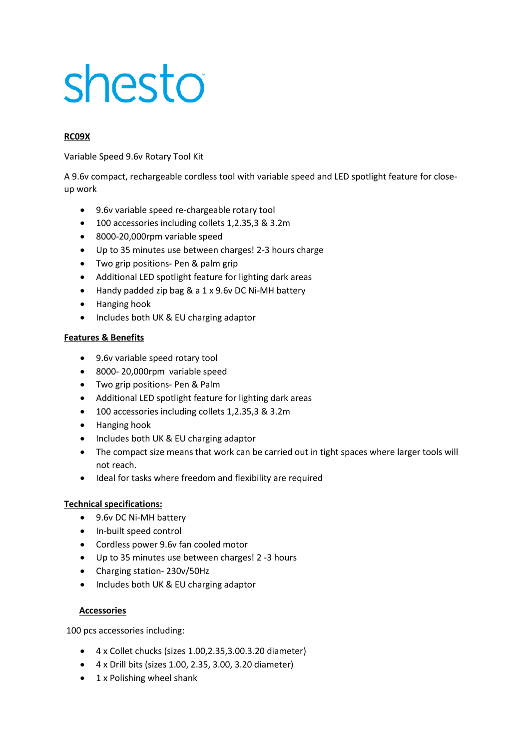# shesto

**RC09X**

Variable Speed 9.6v Rotary Tool Kit

A 9.6v compact, rechargeable cordless tool with variable speed and LED spotlight feature for close-up work

- 9.6v variable speed re-chargeable rotary tool
- 100 accessories including collets 1,2.35,3 & 3.2m
- 8000-20,000rpm variable speed
- Up to 35 minutes use between charges! 2-3 hours charge
- Two grip positions- Pen & palm grip
- Additional LED spotlight feature for lighting dark areas
- Handy padded zip bag & a 1 x 9.6v DC Ni-MH battery
- Hanging hook
- Includes both UK & EU charging adaptor

**Features & Benefits**

- 9.6v variable speed rotary tool
- 8000- 20,000rpm variable speed
- Two grip positions- Pen & Palm
- Additional LED spotlight feature for lighting dark areas
- 100 accessories including collets 1,2.35,3 & 3.2m
- Hanging hook
- Includes both UK & EU charging adaptor
- The compact size means that work can be carried out in tight spaces where larger tools will not reach.
- Ideal for tasks where freedom and flexibility are required

**Technical specifications:**

- 9.6v DC Ni-MH battery
- In-built speed control
- Cordless power 9.6v fan cooled motor
- Up to 35 minutes use between charges! 2 -3 hours
- Charging station- 230v/50Hz
- Includes both UK & EU charging adaptor

**Accessories**

100 pcs accessories including:

- 4 x Collet chucks (sizes 1.00,2.35,3.00.3.20 diameter)
- 4 x Drill bits (sizes 1.00, 2.35, 3.00, 3.20 diameter)
- 1 x Polishing wheel shank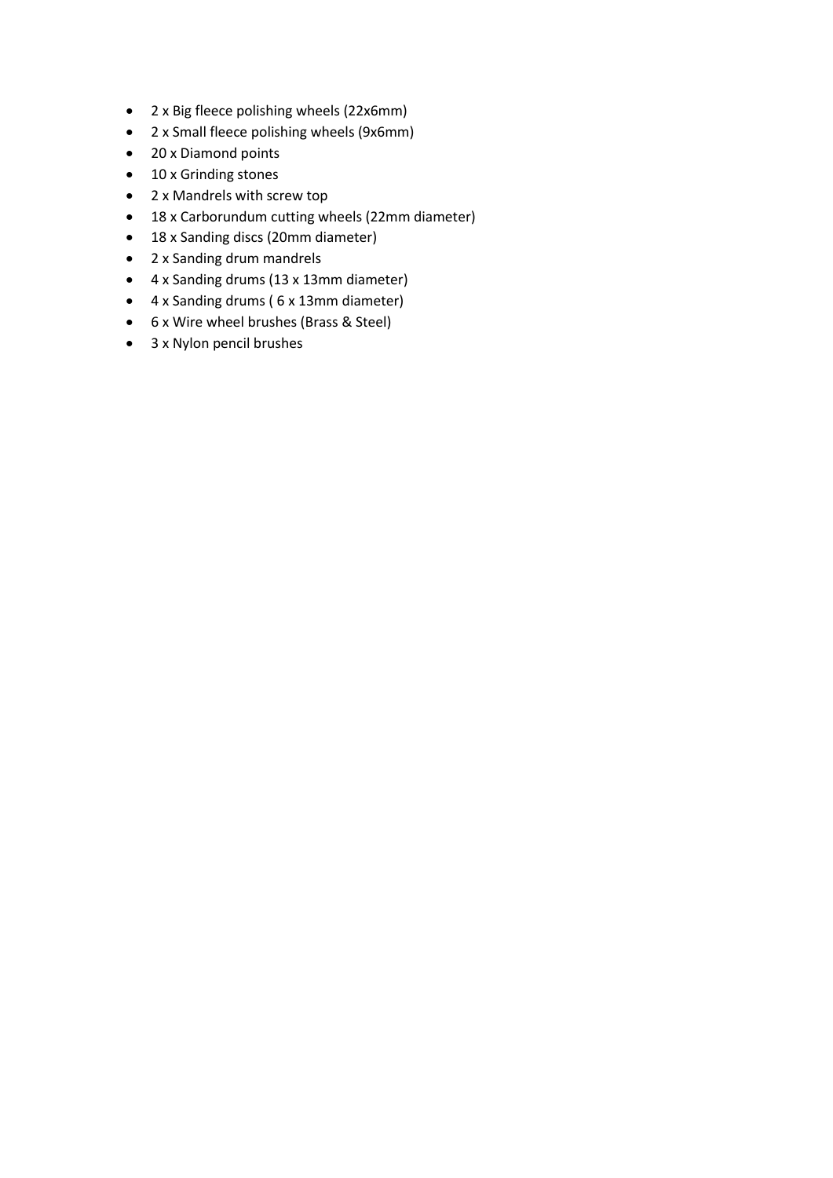- 2 x Big fleece polishing wheels (22x6mm)
- 2 x Small fleece polishing wheels (9x6mm)
- 20 x Diamond points
- 10 x Grinding stones
- 2 x Mandrels with screw top
- 18 x Carborundum cutting wheels (22mm diameter)
- 18 x Sanding discs (20mm diameter)
- 2 x Sanding drum mandrels
- 4 x Sanding drums (13 x 13mm diameter)
- 4 x Sanding drums ( 6 x 13mm diameter)
- 6 x Wire wheel brushes (Brass & Steel)
- 3 x Nylon pencil brushes